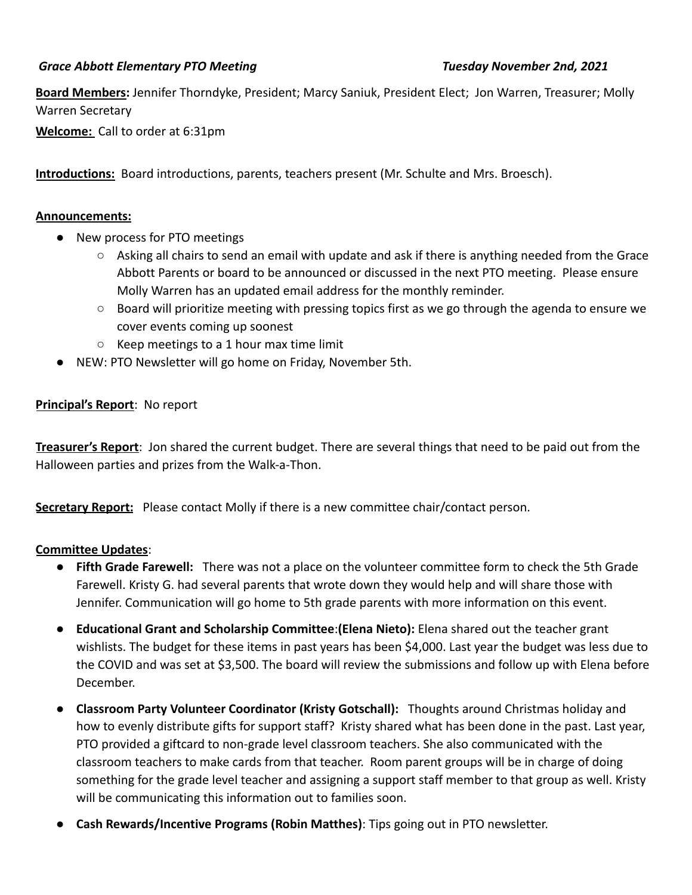***Grace Abbott Elementary PTO Meeting*** ***Tuesday November 2nd, 2021***

**Board Members:** Jennifer Thorndyke, President; Marcy Saniuk, President Elect; Jon Warren, Treasurer; Molly Warren Secretary

**Welcome:** Call to order at 6:31pm

**Introductions:** Board introductions, parents, teachers present (Mr. Schulte and Mrs. Broesch).

**Announcements:**

- New process for PTO meetings
  - Asking all chairs to send an email with update and ask if there is anything needed from the Grace Abbott Parents or board to be announced or discussed in the next PTO meeting. Please ensure Molly Warren has an updated email address for the monthly reminder.
  - Board will prioritize meeting with pressing topics first as we go through the agenda to ensure we cover events coming up soonest
  - Keep meetings to a 1 hour max time limit
- NEW: PTO Newsletter will go home on Friday, November 5th.

**Principal's Report**: No report

**Treasurer's Report**: Jon shared the current budget. There are several things that need to be paid out from the Halloween parties and prizes from the Walk-a-Thon.

**Secretary Report:** Please contact Molly if there is a new committee chair/contact person.

**Committee Updates**:

- **Fifth Grade Farewell:** There was not a place on the volunteer committee form to check the 5th Grade Farewell. Kristy G. had several parents that wrote down they would help and will share those with Jennifer. Communication will go home to 5th grade parents with more information on this event.
- **Educational Grant and Scholarship Committee**:**(Elena Nieto):** Elena shared out the teacher grant wishlists. The budget for these items in past years has been $4,000. Last year the budget was less due to the COVID and was set at $3,500. The board will review the submissions and follow up with Elena before December.
- **Classroom Party Volunteer Coordinator (Kristy Gotschall):** Thoughts around Christmas holiday and how to evenly distribute gifts for support staff? Kristy shared what has been done in the past. Last year, PTO provided a giftcard to non-grade level classroom teachers. She also communicated with the classroom teachers to make cards from that teacher. Room parent groups will be in charge of doing something for the grade level teacher and assigning a support staff member to that group as well. Kristy will be communicating this information out to families soon.
- **Cash Rewards/Incentive Programs (Robin Matthes)**: Tips going out in PTO newsletter.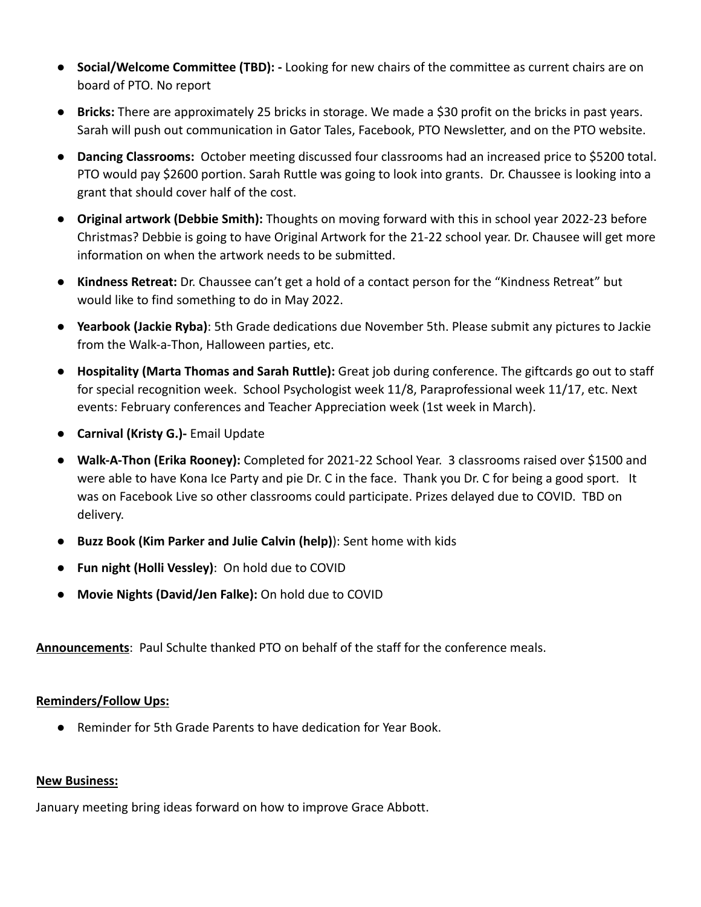- **Social/Welcome Committee (TBD): -** Looking for new chairs of the committee as current chairs are on board of PTO. No report
- **Bricks:** There are approximately 25 bricks in storage. We made a $30 profit on the bricks in past years. Sarah will push out communication in Gator Tales, Facebook, PTO Newsletter, and on the PTO website.
- **Dancing Classrooms:** October meeting discussed four classrooms had an increased price to $5200 total. PTO would pay $2600 portion. Sarah Ruttle was going to look into grants. Dr. Chaussee is looking into a grant that should cover half of the cost.
- **Original artwork (Debbie Smith):** Thoughts on moving forward with this in school year 2022-23 before Christmas? Debbie is going to have Original Artwork for the 21-22 school year. Dr. Chausee will get more information on when the artwork needs to be submitted.
- **Kindness Retreat:** Dr. Chaussee can't get a hold of a contact person for the "Kindness Retreat" but would like to find something to do in May 2022.
- **Yearbook (Jackie Ryba)**: 5th Grade dedications due November 5th. Please submit any pictures to Jackie from the Walk-a-Thon, Halloween parties, etc.
- **Hospitality (Marta Thomas and Sarah Ruttle):** Great job during conference. The giftcards go out to staff for special recognition week. School Psychologist week 11/8, Paraprofessional week 11/17, etc. Next events: February conferences and Teacher Appreciation week (1st week in March).
- **Carnival (Kristy G.)-** Email Update
- **Walk-A-Thon (Erika Rooney):** Completed for 2021-22 School Year. 3 classrooms raised over $1500 and were able to have Kona Ice Party and pie Dr. C in the face. Thank you Dr. C for being a good sport. It was on Facebook Live so other classrooms could participate. Prizes delayed due to COVID. TBD on delivery.
- **Buzz Book (Kim Parker and Julie Calvin (help)**): Sent home with kids
- **Fun night (Holli Vessley)**: On hold due to COVID
- **Movie Nights (David/Jen Falke):** On hold due to COVID

**Announcements**: Paul Schulte thanked PTO on behalf of the staff for the conference meals.

**Reminders/Follow Ups:**

- Reminder for 5th Grade Parents to have dedication for Year Book.

**New Business:**

January meeting bring ideas forward on how to improve Grace Abbott.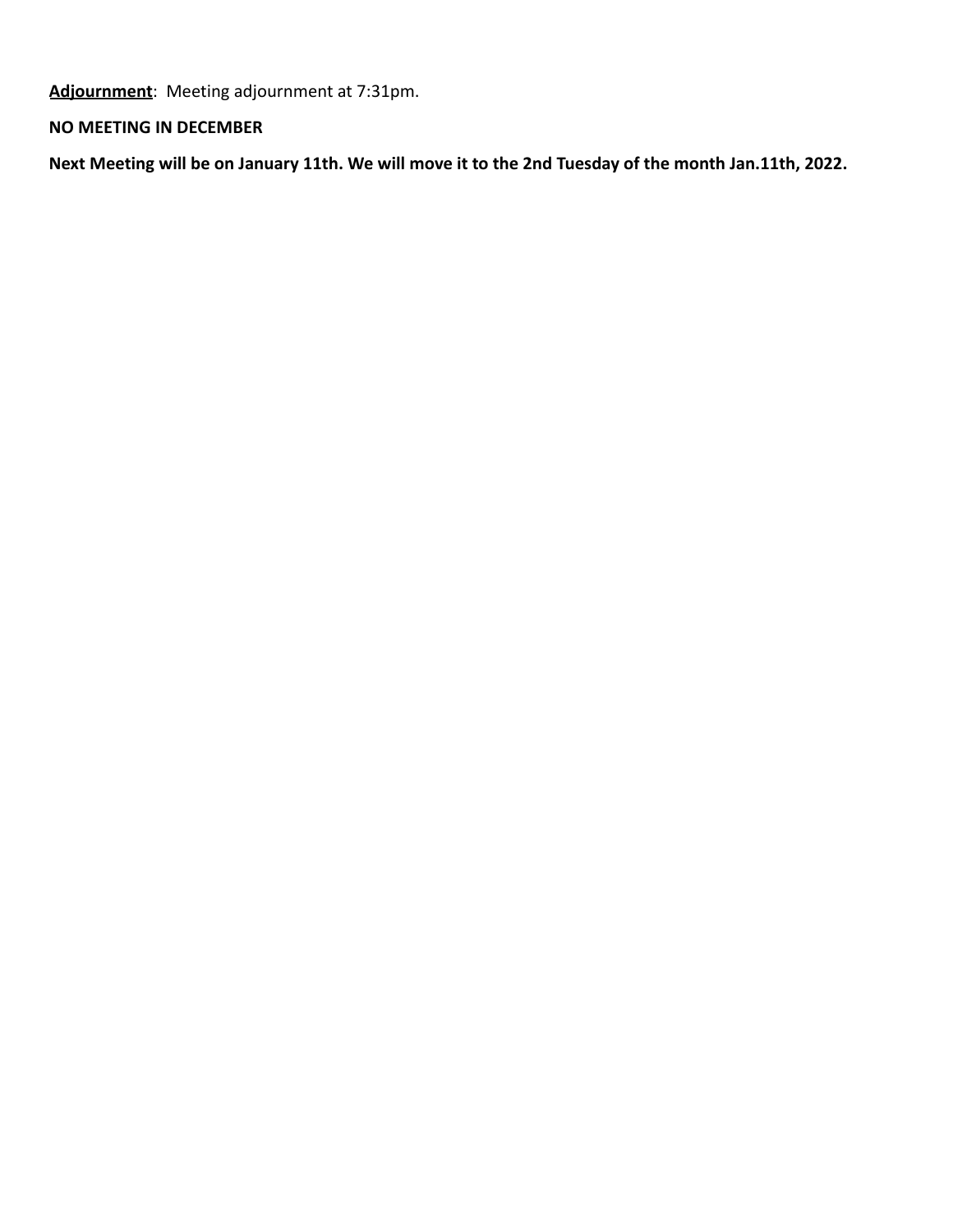**Adjournment**: Meeting adjournment at 7:31pm.

**NO MEETING IN DECEMBER**

**Next Meeting will be on January 11th. We will move it to the 2nd Tuesday of the month Jan.11th, 2022.**